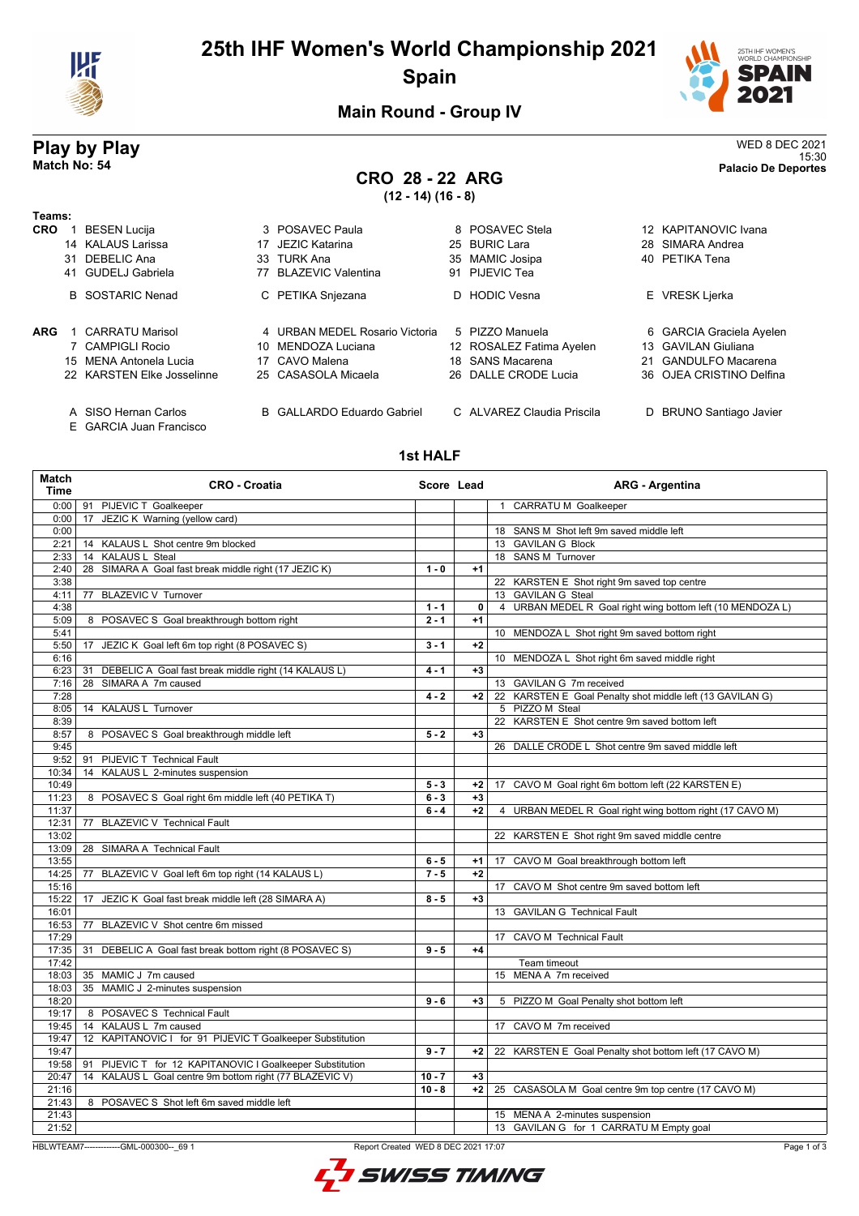# 25th IHF Women's World Championship 2021

## Spain

### Main Round - Group IV

## Play by Play

**Match No: 54**

WED 8 DEC 2021
15:30
**Palacio De Deportes**

### CRO 28 - 22 ARG
**(12 - 14) (16 - 8)**

**Teams:**

**CRO**
1 BESEN Lucija, 3 POSAVEC Paula, 8 POSAVEC Stela, 12 KAPITANOVIC Ivana
14 KALAUS Larissa, 17 JEZIC Katarina, 25 BURIC Lara, 28 SIMARA Andrea
31 DEBELIC Ana, 33 TURK Ana, 35 MAMIC Josipa, 40 PETIKA Tena
41 GUDELJ Gabriela, 77 BLAZEVIC Valentina, 91 PIJEVIC Tea

B SOSTARIC Nenad, C PETIKA Snjezana, D HODIC Vesna, E VRESK Ljerka

**ARG**
1 CARRATU Marisol, 4 URBAN MEDEL Rosario Victoria, 5 PIZZO Manuela, 6 GARCIA Graciela Ayelen
7 CAMPIGLI Rocio, 10 MENDOZA Luciana, 12 ROSALEZ Fatima Ayelen, 13 GAVILAN Giuliana
15 MENA Antonela Lucia, 17 CAVO Malena, 18 SANS Macarena, 21 GANDULFO Macarena
22 KARSTEN Elke Josselinne, 25 CASASOLA Micaela, 26 DALLE CRODE Lucia, 36 OJEA CRISTINO Delfina

A SISO Hernan Carlos, B GALLARDO Eduardo Gabriel, C ALVAREZ Claudia Priscila, D BRUNO Santiago Javier
E GARCIA Juan Francisco

### 1st HALF

| Match Time | CRO - Croatia | Score | Lead | ARG - Argentina |
|---|---|---|---|---|
| 0:00 | 91 PIJEVIC T Goalkeeper | | | 1 CARRATU M Goalkeeper |
| 0:00 | 17 JEZIC K Warning (yellow card) | | | |
| 0:00 | | | | 18 SANS M Shot left 9m saved middle left |
| 2:21 | 14 KALAUS L Shot centre 9m blocked | | | 13 GAVILAN G Block |
| 2:33 | 14 KALAUS L Steal | | | 18 SANS M Turnover |
| 2:40 | 28 SIMARA A Goal fast break middle right (17 JEZIC K) | 1 - 0 | +1 | |
| 3:38 | | | | 22 KARSTEN E Shot right 9m saved top centre |
| 4:11 | 77 BLAZEVIC V Turnover | | | 13 GAVILAN G Steal |
| 4:38 | | 1 - 1 | 0 | 4 URBAN MEDEL R Goal right wing bottom left (10 MENDOZA L) |
| 5:09 | 8 POSAVEC S Goal breakthrough bottom right | 2 - 1 | +1 | |
| 5:41 | | | | 10 MENDOZA L Shot right 9m saved bottom right |
| 5:50 | 17 JEZIC K Goal left 6m top right (8 POSAVEC S) | 3 - 1 | +2 | |
| 6:16 | | | | 10 MENDOZA L Shot right 6m saved middle right |
| 6:23 | 31 DEBELIC A Goal fast break middle right (14 KALAUS L) | 4 - 1 | +3 | |
| 7:16 | 28 SIMARA A 7m caused | | | 13 GAVILAN G 7m received |
| 7:28 | | 4 - 2 | +2 | 22 KARSTEN E Goal Penalty shot middle left (13 GAVILAN G) |
| 8:05 | 14 KALAUS L Turnover | | | 5 PIZZO M Steal |
| 8:39 | | | | 22 KARSTEN E Shot centre 9m saved bottom left |
| 8:57 | 8 POSAVEC S Goal breakthrough middle left | 5 - 2 | +3 | |
| 9:45 | | | | 26 DALLE CRODE L Shot centre 9m saved middle left |
| 9:52 | 91 PIJEVIC T Technical Fault | | | |
| 10:34 | 14 KALAUS L 2-minutes suspension | | | |
| 10:49 | | 5 - 3 | +2 | 17 CAVO M Goal right 6m bottom left (22 KARSTEN E) |
| 11:23 | 8 POSAVEC S Goal right 6m middle left (40 PETIKA T) | 6 - 3 | +3 | |
| 11:37 | | 6 - 4 | +2 | 4 URBAN MEDEL R Goal right wing bottom right (17 CAVO M) |
| 12:31 | 77 BLAZEVIC V Technical Fault | | | |
| 13:02 | | | | 22 KARSTEN E Shot right 9m saved middle centre |
| 13:09 | 28 SIMARA A Technical Fault | | | |
| 13:55 | | 6 - 5 | +1 | 17 CAVO M Goal breakthrough bottom left |
| 14:25 | 77 BLAZEVIC V Goal left 6m top right (14 KALAUS L) | 7 - 5 | +2 | |
| 15:16 | | | | 17 CAVO M Shot centre 9m saved bottom left |
| 15:22 | 17 JEZIC K Goal fast break middle left (28 SIMARA A) | 8 - 5 | +3 | |
| 16:01 | | | | 13 GAVILAN G Technical Fault |
| 16:53 | 77 BLAZEVIC V Shot centre 6m missed | | | |
| 17:29 | | | | 17 CAVO M Technical Fault |
| 17:35 | 31 DEBELIC A Goal fast break bottom right (8 POSAVEC S) | 9 - 5 | +4 | |
| 17:42 | | | | Team timeout |
| 18:03 | 35 MAMIC J 7m caused | | | 15 MENA A 7m received |
| 18:03 | 35 MAMIC J 2-minutes suspension | | | |
| 18:20 | | 9 - 6 | +3 | 5 PIZZO M Goal Penalty shot bottom left |
| 19:17 | 8 POSAVEC S Technical Fault | | | |
| 19:45 | 14 KALAUS L 7m caused | | | 17 CAVO M 7m received |
| 19:47 | 12 KAPITANOVIC I for 91 PIJEVIC T Goalkeeper Substitution | | | |
| 19:47 | | 9 - 7 | +2 | 22 KARSTEN E Goal Penalty shot bottom left (17 CAVO M) |
| 19:58 | 91 PIJEVIC T for 12 KAPITANOVIC I Goalkeeper Substitution | | | |
| 20:47 | 14 KALAUS L Goal centre 9m bottom right (77 BLAZEVIC V) | 10 - 7 | +3 | |
| 21:16 | | 10 - 8 | +2 | 25 CASASOLA M Goal centre 9m top centre (17 CAVO M) |
| 21:43 | 8 POSAVEC S Shot left 6m saved middle left | | | |
| 21:43 | | | | 15 MENA A 2-minutes suspension |
| 21:52 | | | | 13 GAVILAN G for 1 CARRATU M Empty goal |

HBLWTEAM7-------------GML-000300--_69 1 Report Created WED 8 DEC 2021 17:07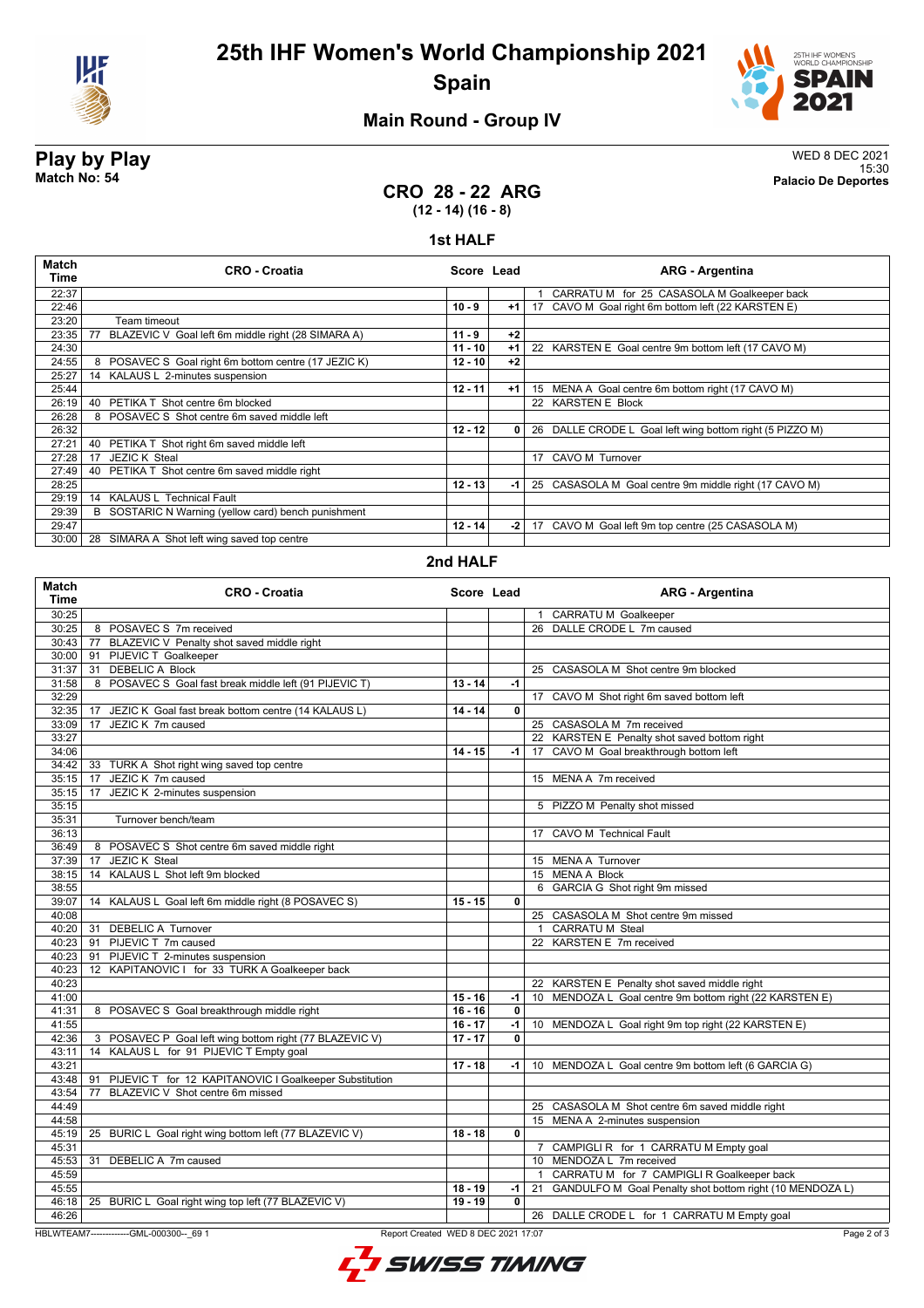# 25th IHF Women's World Championship 2021
## Spain

### Main Round - Group IV

**Play by Play**
**Match No: 54**

WED 8 DEC 2021
15:30
**Palacio De Deportes**

## CRO 28 - 22 ARG
**(12 - 14) (16 - 8)**

### 1st HALF

| Match Time | CRO - Croatia | Score | Lead | ARG - Argentina |
|---|---|---|---|---|
| 22:37 | | | | 1 CARRATU M for 25 CASASOLA M Goalkeeper back |
| 22:46 | | 10 - 9 | +1 | 17 CAVO M Goal right 6m bottom left (22 KARSTEN E) |
| 23:20 | Team timeout | | | |
| 23:35 | 77 BLAZEVIC V Goal left 6m middle right (28 SIMARA A) | 11 - 9 | +2 | |
| 24:30 | | 11 - 10 | +1 | 22 KARSTEN E Goal centre 9m bottom left (17 CAVO M) |
| 24:55 | 8 POSAVEC S Goal right 6m bottom centre (17 JEZIC K) | 12 - 10 | +2 | |
| 25:27 | 14 KALAUS L 2-minutes suspension | | | |
| 25:44 | | 12 - 11 | +1 | 15 MENA A Goal centre 6m bottom right (17 CAVO M) |
| 26:19 | 40 PETIKA T Shot centre 6m blocked | | | 22 KARSTEN E Block |
| 26:28 | 8 POSAVEC S Shot centre 6m saved middle left | | | |
| 26:32 | | 12 - 12 | 0 | 26 DALLE CRODE L Goal left wing bottom right (5 PIZZO M) |
| 27:21 | 40 PETIKA T Shot right 6m saved middle left | | | |
| 27:28 | 17 JEZIC K Steal | | | 17 CAVO M Turnover |
| 27:49 | 40 PETIKA T Shot centre 6m saved middle right | | | |
| 28:25 | | 12 - 13 | -1 | 25 CASASOLA M Goal centre 9m middle right (17 CAVO M) |
| 29:19 | 14 KALAUS L Technical Fault | | | |
| 29:39 | B SOSTARIC N Warning (yellow card) bench punishment | | | |
| 29:47 | | 12 - 14 | -2 | 17 CAVO M Goal left 9m top centre (25 CASASOLA M) |
| 30:00 | 28 SIMARA A Shot left wing saved top centre | | | |

### 2nd HALF

| Match Time | CRO - Croatia | Score | Lead | ARG - Argentina |
|---|---|---|---|---|
| 30:25 | | | | 1 CARRATU M Goalkeeper |
| 30:25 | 8 POSAVEC S 7m received | | | 26 DALLE CRODE L 7m caused |
| 30:43 | 77 BLAZEVIC V Penalty shot saved middle right | | | |
| 30:00 | 91 PIJEVIC T Goalkeeper | | | |
| 31:37 | 31 DEBELIC A Block | | | 25 CASASOLA M Shot centre 9m blocked |
| 31:58 | 8 POSAVEC S Goal fast break middle left (91 PIJEVIC T) | 13 - 14 | -1 | |
| 32:29 | | | | 17 CAVO M Shot right 6m saved bottom left |
| 32:35 | 17 JEZIC K Goal fast break bottom centre (14 KALAUS L) | 14 - 14 | 0 | |
| 33:09 | 17 JEZIC K 7m caused | | | 25 CASASOLA M 7m received |
| 33:27 | | | | 22 KARSTEN E Penalty shot saved bottom right |
| 34:06 | | 14 - 15 | -1 | 17 CAVO M Goal breakthrough bottom left |
| 34:42 | 33 TURK A Shot right wing saved top centre | | | |
| 35:15 | 17 JEZIC K 7m caused | | | 15 MENA A 7m received |
| 35:15 | 17 JEZIC K 2-minutes suspension | | | |
| 35:15 | | | | 5 PIZZO M Penalty shot missed |
| 35:31 | Turnover bench/team | | | |
| 36:13 | | | | 17 CAVO M Technical Fault |
| 36:49 | 8 POSAVEC S Shot centre 6m saved middle right | | | |
| 37:39 | 17 JEZIC K Steal | | | 15 MENA A Turnover |
| 38:15 | 14 KALAUS L Shot left 9m blocked | | | 15 MENA A Block |
| 38:55 | | | | 6 GARCIA G Shot right 9m missed |
| 39:07 | 14 KALAUS L Goal left 6m middle right (8 POSAVEC S) | 15 - 15 | 0 | |
| 40:08 | | | | 25 CASASOLA M Shot centre 9m missed |
| 40:20 | 31 DEBELIC A Turnover | | | 1 CARRATU M Steal |
| 40:23 | 91 PIJEVIC T 7m caused | | | 22 KARSTEN E 7m received |
| 40:23 | 91 PIJEVIC T 2-minutes suspension | | | |
| 40:23 | 12 KAPITANOVIC I for 33 TURK A Goalkeeper back | | | |
| 40:23 | | | | 22 KARSTEN E Penalty shot saved middle right |
| 41:00 | | 15 - 16 | -1 | 10 MENDOZA L Goal centre 9m bottom right (22 KARSTEN E) |
| 41:31 | 8 POSAVEC S Goal breakthrough middle right | 16 - 16 | 0 | |
| 41:55 | | 16 - 17 | -1 | 10 MENDOZA L Goal right 9m top right (22 KARSTEN E) |
| 42:36 | 3 POSAVEC P Goal left wing bottom right (77 BLAZEVIC V) | 17 - 17 | 0 | |
| 43:11 | 14 KALAUS L for 91 PIJEVIC T Empty goal | | | |
| 43:21 | | 17 - 18 | -1 | 10 MENDOZA L Goal centre 9m bottom left (6 GARCIA G) |
| 43:48 | 91 PIJEVIC T for 12 KAPITANOVIC I Goalkeeper Substitution | | | |
| 43:54 | 77 BLAZEVIC V Shot centre 6m missed | | | |
| 44:49 | | | | 25 CASASOLA M Shot centre 6m saved middle right |
| 44:58 | | | | 15 MENA A 2-minutes suspension |
| 45:19 | 25 BURIC L Goal right wing bottom left (77 BLAZEVIC V) | 18 - 18 | 0 | |
| 45:31 | | | | 7 CAMPIGLI R for 1 CARRATU M Empty goal |
| 45:53 | 31 DEBELIC A 7m caused | | | 10 MENDOZA L 7m received |
| 45:59 | | | | 1 CARRATU M for 7 CAMPIGLI R Goalkeeper back |
| 45:55 | | 18 - 19 | -1 | 21 GANDULFO M Goal Penalty shot bottom right (10 MENDOZA L) |
| 46:18 | 25 BURIC L Goal right wing top left (77 BLAZEVIC V) | 19 - 19 | 0 | |
| 46:26 | | | | 26 DALLE CRODE L for 1 CARRATU M Empty goal |

HBLWTEAM7-------------GML-000300--_69 1 Report Created WED 8 DEC 2021 17:07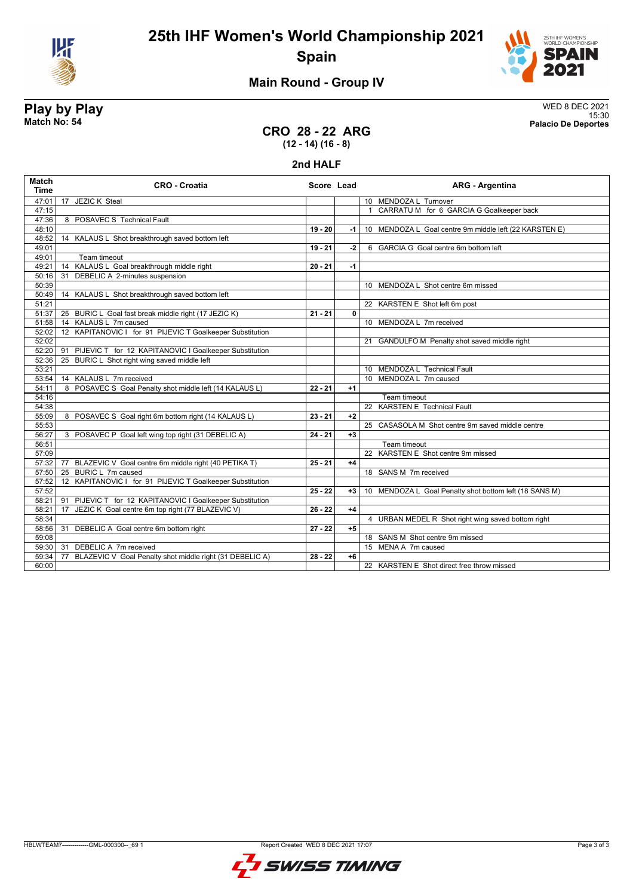# 25th IHF Women's World Championship 2021

## Spain

### Main Round - Group IV

**Play by Play**
**Match No: 54**

WED 8 DEC 2021
15:30
**Palacio De Deportes**

## CRO 28 - 22 ARG
**(12 - 14) (16 - 8)**

### 2nd HALF

| Match Time | CRO - Croatia | Score | Lead | ARG - Argentina |
|---|---|---|---|---|
| 47:01 | 17 JEZIC K Steal | | | 10 MENDOZA L Turnover |
| 47:15 | | | | 1 CARRATU M for 6 GARCIA G Goalkeeper back |
| 47:36 | 8 POSAVEC S Technical Fault | | | |
| 48:10 | | 19 - 20 | -1 | 10 MENDOZA L Goal centre 9m middle left (22 KARSTEN E) |
| 48:52 | 14 KALAUS L Shot breakthrough saved bottom left | | | |
| 49:01 | | 19 - 21 | -2 | 6 GARCIA G Goal centre 6m bottom left |
| 49:01 | Team timeout | | | |
| 49:21 | 14 KALAUS L Goal breakthrough middle right | 20 - 21 | -1 | |
| 50:16 | 31 DEBELIC A 2-minutes suspension | | | |
| 50:39 | | | | 10 MENDOZA L Shot centre 6m missed |
| 50:49 | 14 KALAUS L Shot breakthrough saved bottom left | | | |
| 51:21 | | | | 22 KARSTEN E Shot left 6m post |
| 51:37 | 25 BURIC L Goal fast break middle right (17 JEZIC K) | 21 - 21 | 0 | |
| 51:58 | 14 KALAUS L 7m caused | | | 10 MENDOZA L 7m received |
| 52:02 | 12 KAPITANOVIC I for 91 PIJEVIC T Goalkeeper Substitution | | | |
| 52:02 | | | | 21 GANDULFO M Penalty shot saved middle right |
| 52:20 | 91 PIJEVIC T for 12 KAPITANOVIC I Goalkeeper Substitution | | | |
| 52:36 | 25 BURIC L Shot right wing saved middle left | | | |
| 53:21 | | | | 10 MENDOZA L Technical Fault |
| 53:54 | 14 KALAUS L 7m received | | | 10 MENDOZA L 7m caused |
| 54:11 | 8 POSAVEC S Goal Penalty shot middle left (14 KALAUS L) | 22 - 21 | +1 | |
| 54:16 | | | | Team timeout |
| 54:38 | | | | 22 KARSTEN E Technical Fault |
| 55:09 | 8 POSAVEC S Goal right 6m bottom right (14 KALAUS L) | 23 - 21 | +2 | |
| 55:53 | | | | 25 CASASOLA M Shot centre 9m saved middle centre |
| 56:27 | 3 POSAVEC P Goal left wing top right (31 DEBELIC A) | 24 - 21 | +3 | |
| 56:51 | | | | Team timeout |
| 57:09 | | | | 22 KARSTEN E Shot centre 9m missed |
| 57:32 | 77 BLAZEVIC V Goal centre 6m middle right (40 PETIKA T) | 25 - 21 | +4 | |
| 57:50 | 25 BURIC L 7m caused | | | 18 SANS M 7m received |
| 57:52 | 12 KAPITANOVIC I for 91 PIJEVIC T Goalkeeper Substitution | | | |
| 57:52 | | 25 - 22 | +3 | 10 MENDOZA L Goal Penalty shot bottom left (18 SANS M) |
| 58:21 | 91 PIJEVIC T for 12 KAPITANOVIC I Goalkeeper Substitution | | | |
| 58:21 | 17 JEZIC K Goal centre 6m top right (77 BLAZEVIC V) | 26 - 22 | +4 | |
| 58:34 | | | | 4 URBAN MEDEL R Shot right wing saved bottom right |
| 58:56 | 31 DEBELIC A Goal centre 6m bottom right | 27 - 22 | +5 | |
| 59:08 | | | | 18 SANS M Shot centre 9m missed |
| 59:30 | 31 DEBELIC A 7m received | | | 15 MENA A 7m caused |
| 59:34 | 77 BLAZEVIC V Goal Penalty shot middle right (31 DEBELIC A) | 28 - 22 | +6 | |
| 60:00 | | | | 22 KARSTEN E Shot direct free throw missed |